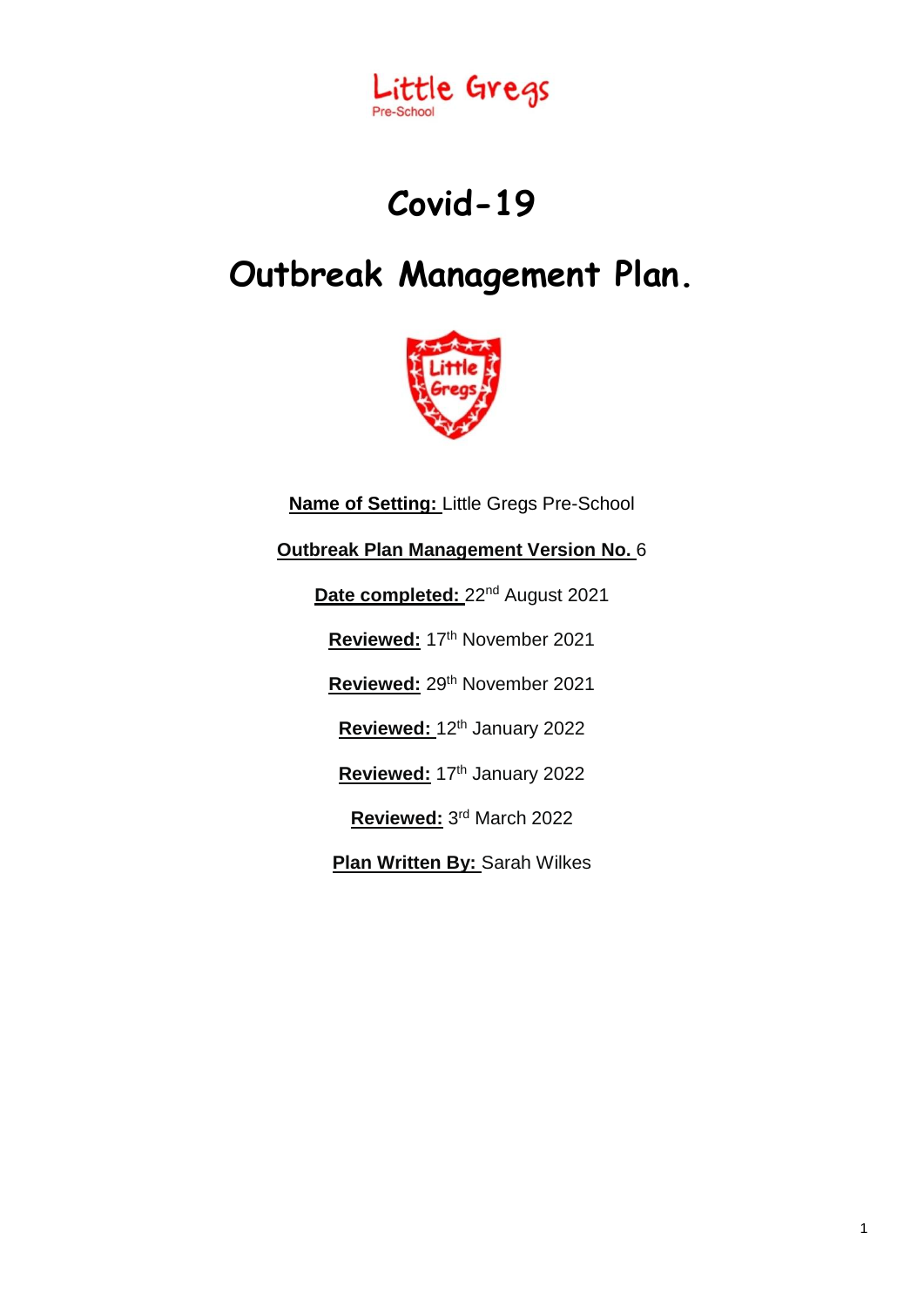Little Gregs
Pre-School

# Covid-19

# Outbreak Management Plan.

**Name of Setting:** Little Gregs Pre-School

**Outbreak Plan Management Version No.** 6

**Date completed:** 22nd August 2021

**Reviewed:** 17th November 2021

**Reviewed:** 29th November 2021

**Reviewed:** 12th January 2022

**Reviewed:** 17th January 2022

**Reviewed:** 3rd March 2022

**Plan Written By:** Sarah Wilkes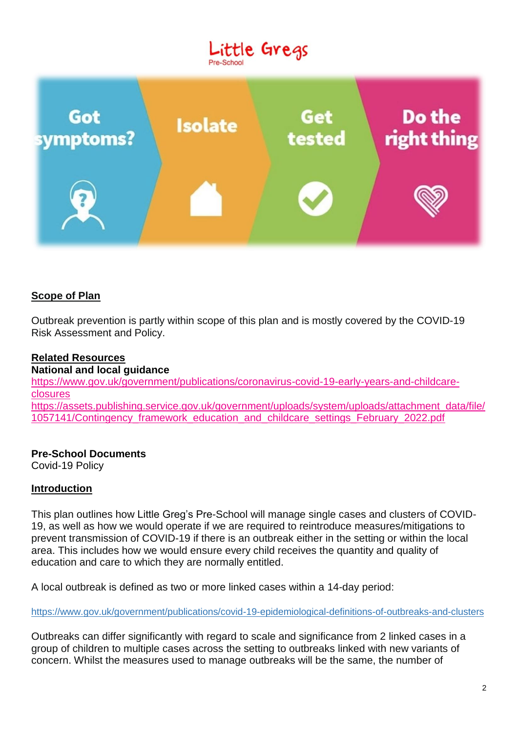Little Gregs
Pre-School

Got symptoms? Isolate Get tested Do the right thing

## Scope of Plan

Outbreak prevention is partly within scope of this plan and is mostly covered by the COVID-19 Risk Assessment and Policy.

## Related Resources

**National and local guidance**

https://www.gov.uk/government/publications/coronavirus-covid-19-early-years-and-childcare-closures

https://assets.publishing.service.gov.uk/government/uploads/system/uploads/attachment_data/file/1057141/Contingency_framework_education_and_childcare_settings_February_2022.pdf

**Pre-School Documents**

Covid-19 Policy

## Introduction

This plan outlines how Little Greg's Pre-School will manage single cases and clusters of COVID-19, as well as how we would operate if we are required to reintroduce measures/mitigations to prevent transmission of COVID-19 if there is an outbreak either in the setting or within the local area. This includes how we would ensure every child receives the quantity and quality of education and care to which they are normally entitled.

A local outbreak is defined as two or more linked cases within a 14-day period:

https://www.gov.uk/government/publications/covid-19-epidemiological-definitions-of-outbreaks-and-clusters

Outbreaks can differ significantly with regard to scale and significance from 2 linked cases in a group of children to multiple cases across the setting to outbreaks linked with new variants of concern. Whilst the measures used to manage outbreaks will be the same, the number of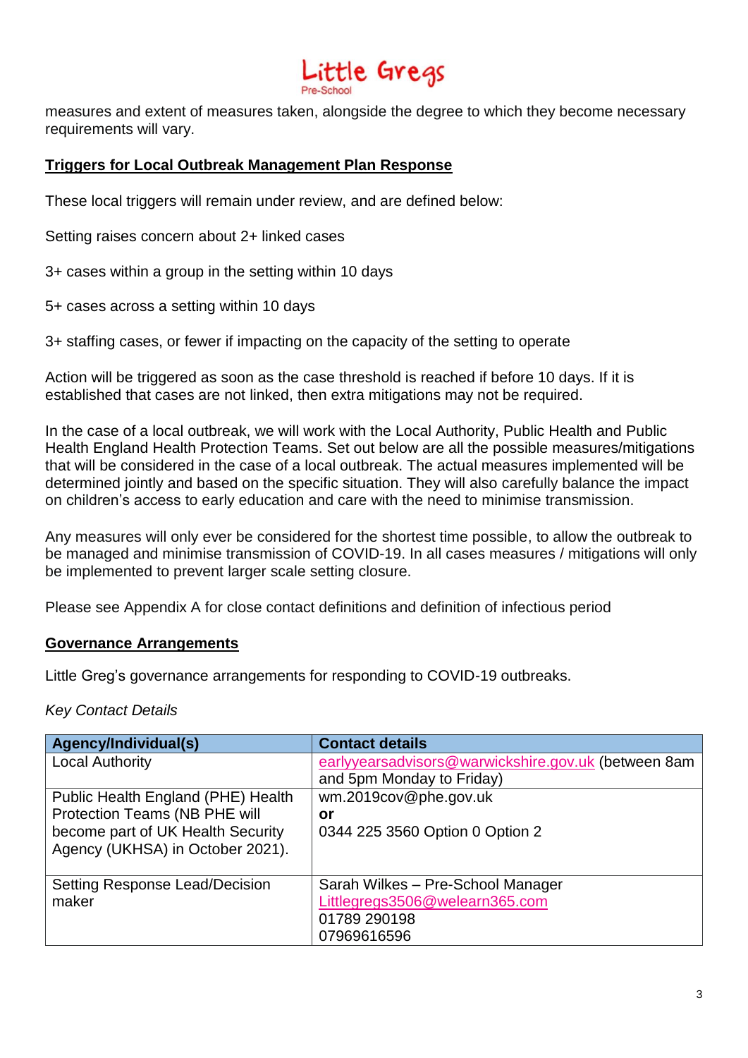measures and extent of measures taken, alongside the degree to which they become necessary requirements will vary.

## Triggers for Local Outbreak Management Plan Response

These local triggers will remain under review, and are defined below:

Setting raises concern about 2+ linked cases

3+ cases within a group in the setting within 10 days

5+ cases across a setting within 10 days

3+ staffing cases, or fewer if impacting on the capacity of the setting to operate

Action will be triggered as soon as the case threshold is reached if before 10 days. If it is established that cases are not linked, then extra mitigations may not be required.

In the case of a local outbreak, we will work with the Local Authority, Public Health and Public Health England Health Protection Teams. Set out below are all the possible measures/mitigations that will be considered in the case of a local outbreak. The actual measures implemented will be determined jointly and based on the specific situation. They will also carefully balance the impact on children's access to early education and care with the need to minimise transmission.

Any measures will only ever be considered for the shortest time possible, to allow the outbreak to be managed and minimise transmission of COVID-19. In all cases measures / mitigations will only be implemented to prevent larger scale setting closure.

Please see Appendix A for close contact definitions and definition of infectious period

## Governance Arrangements

Little Greg's governance arrangements for responding to COVID-19 outbreaks.

*Key Contact Details*

| Agency/Individual(s) | Contact details |
|---|---|
| Local Authority | earlyyearsadvisors@warwickshire.gov.uk (between 8am and 5pm Monday to Friday) |
| Public Health England (PHE) Health Protection Teams (NB PHE will become part of UK Health Security Agency (UKHSA) in October 2021). | wm.2019cov@phe.gov.uk<br>**or**<br>0344 225 3560 Option 0 Option 2 |
| Setting Response Lead/Decision maker | Sarah Wilkes – Pre-School Manager<br>Littlegregs3506@welearn365.com<br>01789 290198<br>07969616596 |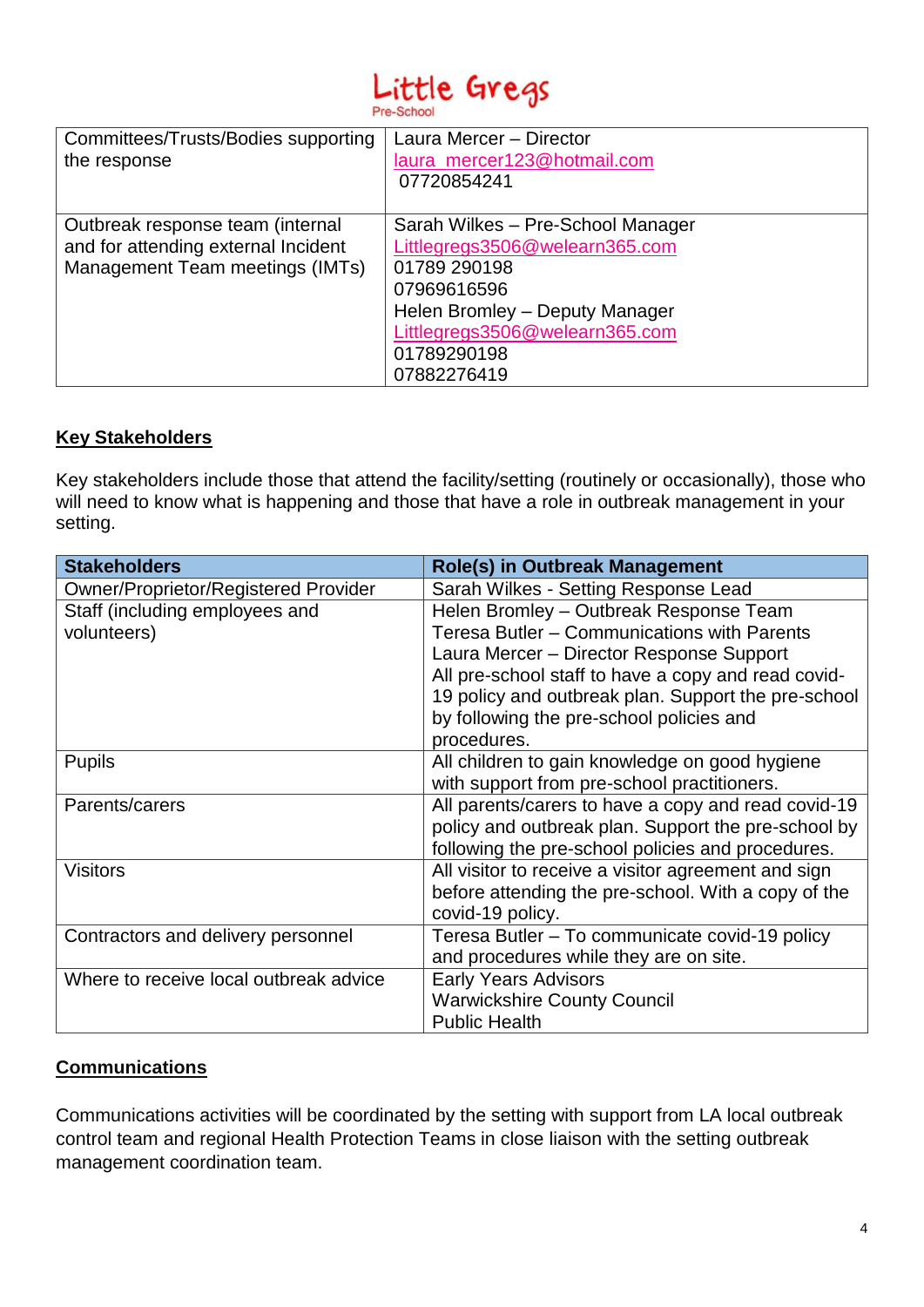| Committees/Trusts/Bodies supporting the response | Laura Mercer – Director<br>laura_mercer123@hotmail.com<br>07720854241 |
|---|---|
| Outbreak response team (internal and for attending external Incident Management Team meetings (IMTs) | Sarah Wilkes – Pre-School Manager<br>Littlegregs3506@welearn365.com<br>01789 290198<br>07969616596<br>Helen Bromley – Deputy Manager<br>Littlegregs3506@welearn365.com<br>01789290198<br>07882276419 |

## Key Stakeholders

Key stakeholders include those that attend the facility/setting (routinely or occasionally), those who will need to know what is happening and those that have a role in outbreak management in your setting.

| Stakeholders | Role(s) in Outbreak Management |
|---|---|
| Owner/Proprietor/Registered Provider | Sarah Wilkes - Setting Response Lead |
| Staff (including employees and volunteers) | Helen Bromley – Outbreak Response Team<br>Teresa Butler – Communications with Parents<br>Laura Mercer – Director Response Support<br>All pre-school staff to have a copy and read covid-19 policy and outbreak plan. Support the pre-school by following the pre-school policies and procedures. |
| Pupils | All children to gain knowledge on good hygiene with support from pre-school practitioners. |
| Parents/carers | All parents/carers to have a copy and read covid-19 policy and outbreak plan. Support the pre-school by following the pre-school policies and procedures. |
| Visitors | All visitor to receive a visitor agreement and sign before attending the pre-school. With a copy of the covid-19 policy. |
| Contractors and delivery personnel | Teresa Butler – To communicate covid-19 policy and procedures while they are on site. |
| Where to receive local outbreak advice | Early Years Advisors<br>Warwickshire County Council<br>Public Health |

## Communications

Communications activities will be coordinated by the setting with support from LA local outbreak control team and regional Health Protection Teams in close liaison with the setting outbreak management coordination team.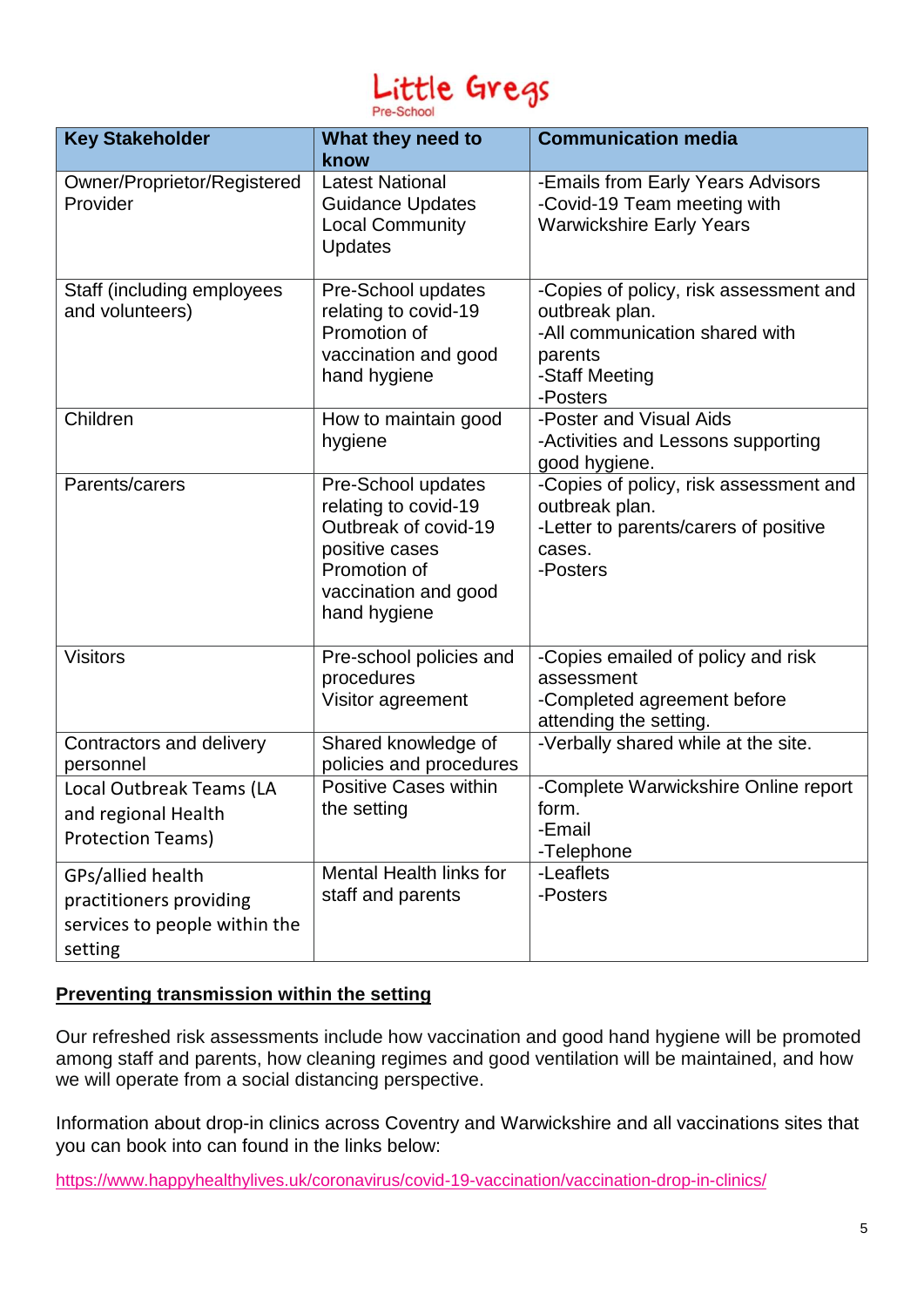Little Gregs
Pre-School

| Key Stakeholder | What they need to know | Communication media |
|---|---|---|
| Owner/Proprietor/Registered Provider | Latest National Guidance Updates<br>Local Community Updates | -Emails from Early Years Advisors<br>-Covid-19 Team meeting with Warwickshire Early Years |
| Staff (including employees and volunteers) | Pre-School updates relating to covid-19<br>Promotion of vaccination and good hand hygiene | -Copies of policy, risk assessment and outbreak plan.<br>-All communication shared with parents<br>-Staff Meeting<br>-Posters |
| Children | How to maintain good hygiene | -Poster and Visual Aids<br>-Activities and Lessons supporting good hygiene. |
| Parents/carers | Pre-School updates relating to covid-19<br>Outbreak of covid-19 positive cases<br>Promotion of vaccination and good hand hygiene | -Copies of policy, risk assessment and outbreak plan.<br>-Letter to parents/carers of positive cases.<br>-Posters |
| Visitors | Pre-school policies and procedures<br>Visitor agreement | -Copies emailed of policy and risk assessment<br>-Completed agreement before attending the setting. |
| Contractors and delivery personnel | Shared knowledge of policies and procedures | -Verbally shared while at the site. |
| Local Outbreak Teams (LA and regional Health Protection Teams) | Positive Cases within the setting | -Complete Warwickshire Online report form.<br>-Email<br>-Telephone |
| GPs/allied health practitioners providing services to people within the setting | Mental Health links for staff and parents | -Leaflets<br>-Posters |

**Preventing transmission within the setting**

Our refreshed risk assessments include how vaccination and good hand hygiene will be promoted among staff and parents, how cleaning regimes and good ventilation will be maintained, and how we will operate from a social distancing perspective.

Information about drop-in clinics across Coventry and Warwickshire and all vaccinations sites that you can book into can found in the links below:

https://www.happyhealthylives.uk/coronavirus/covid-19-vaccination/vaccination-drop-in-clinics/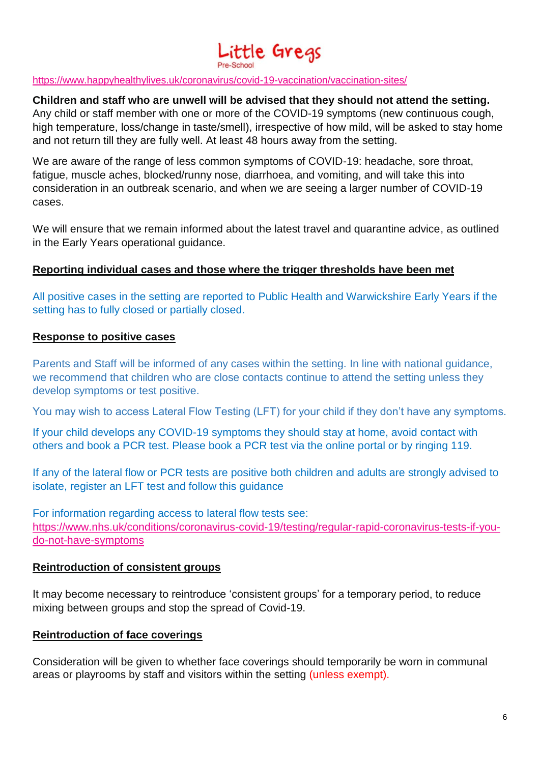https://www.happyhealthylives.uk/coronavirus/covid-19-vaccination/vaccination-sites/

**Children and staff who are unwell will be advised that they should not attend the setting.** Any child or staff member with one or more of the COVID-19 symptoms (new continuous cough, high temperature, loss/change in taste/smell), irrespective of how mild, will be asked to stay home and not return till they are fully well. At least 48 hours away from the setting.

We are aware of the range of less common symptoms of COVID-19: headache, sore throat, fatigue, muscle aches, blocked/runny nose, diarrhoea, and vomiting, and will take this into consideration in an outbreak scenario, and when we are seeing a larger number of COVID-19 cases.

We will ensure that we remain informed about the latest travel and quarantine advice, as outlined in the Early Years operational guidance.

## Reporting individual cases and those where the trigger thresholds have been met

All positive cases in the setting are reported to Public Health and Warwickshire Early Years if the setting has to fully closed or partially closed.

## Response to positive cases

Parents and Staff will be informed of any cases within the setting. In line with national guidance, we recommend that children who are close contacts continue to attend the setting unless they develop symptoms or test positive.

You may wish to access Lateral Flow Testing (LFT) for your child if they don't have any symptoms.

If your child develops any COVID-19 symptoms they should stay at home, avoid contact with others and book a PCR test. Please book a PCR test via the online portal or by ringing 119.

If any of the lateral flow or PCR tests are positive both children and adults are strongly advised to isolate, register an LFT test and follow this guidance

For information regarding access to lateral flow tests see:
https://www.nhs.uk/conditions/coronavirus-covid-19/testing/regular-rapid-coronavirus-tests-if-you-do-not-have-symptoms

## Reintroduction of consistent groups

It may become necessary to reintroduce 'consistent groups' for a temporary period, to reduce mixing between groups and stop the spread of Covid-19.

## Reintroduction of face coverings

Consideration will be given to whether face coverings should temporarily be worn in communal areas or playrooms by staff and visitors within the setting (unless exempt).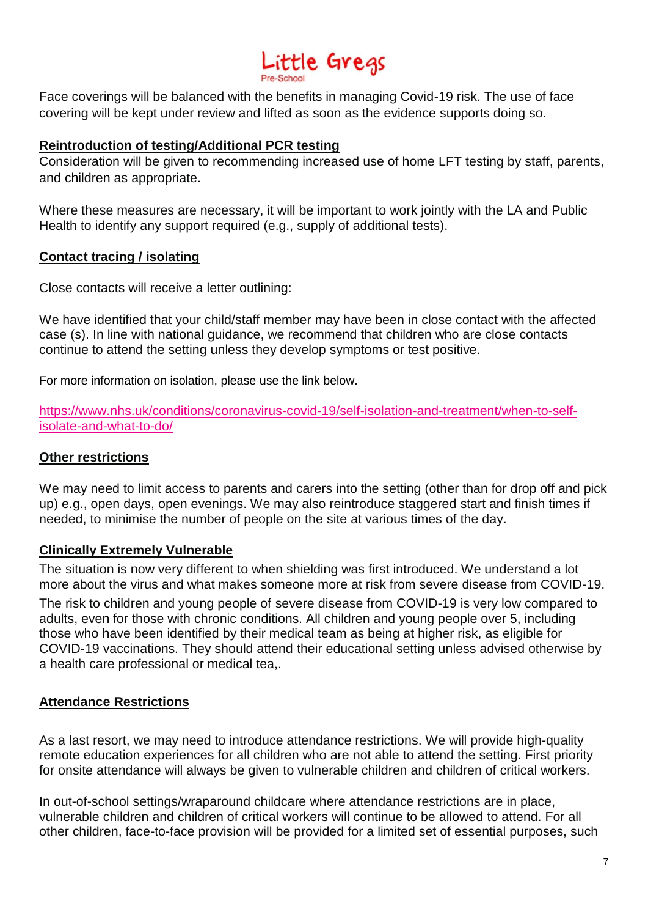Face coverings will be balanced with the benefits in managing Covid-19 risk. The use of face covering will be kept under review and lifted as soon as the evidence supports doing so.

**Reintroduction of testing/Additional PCR testing**

Consideration will be given to recommending increased use of home LFT testing by staff, parents, and children as appropriate.

Where these measures are necessary, it will be important to work jointly with the LA and Public Health to identify any support required (e.g., supply of additional tests).

**Contact tracing / isolating**

Close contacts will receive a letter outlining:

We have identified that your child/staff member may have been in close contact with the affected case (s). In line with national guidance, we recommend that children who are close contacts continue to attend the setting unless they develop symptoms or test positive.

For more information on isolation, please use the link below.

https://www.nhs.uk/conditions/coronavirus-covid-19/self-isolation-and-treatment/when-to-self-isolate-and-what-to-do/

**Other restrictions**

We may need to limit access to parents and carers into the setting (other than for drop off and pick up) e.g., open days, open evenings. We may also reintroduce staggered start and finish times if needed, to minimise the number of people on the site at various times of the day.

**Clinically Extremely Vulnerable**

The situation is now very different to when shielding was first introduced. We understand a lot more about the virus and what makes someone more at risk from severe disease from COVID-19.

The risk to children and young people of severe disease from COVID-19 is very low compared to adults, even for those with chronic conditions. All children and young people over 5, including those who have been identified by their medical team as being at higher risk, as eligible for COVID-19 vaccinations. They should attend their educational setting unless advised otherwise by a health care professional or medical tea,.

**Attendance Restrictions**

As a last resort, we may need to introduce attendance restrictions. We will provide high-quality remote education experiences for all children who are not able to attend the setting. First priority for onsite attendance will always be given to vulnerable children and children of critical workers.

In out-of-school settings/wraparound childcare where attendance restrictions are in place, vulnerable children and children of critical workers will continue to be allowed to attend. For all other children, face-to-face provision will be provided for a limited set of essential purposes, such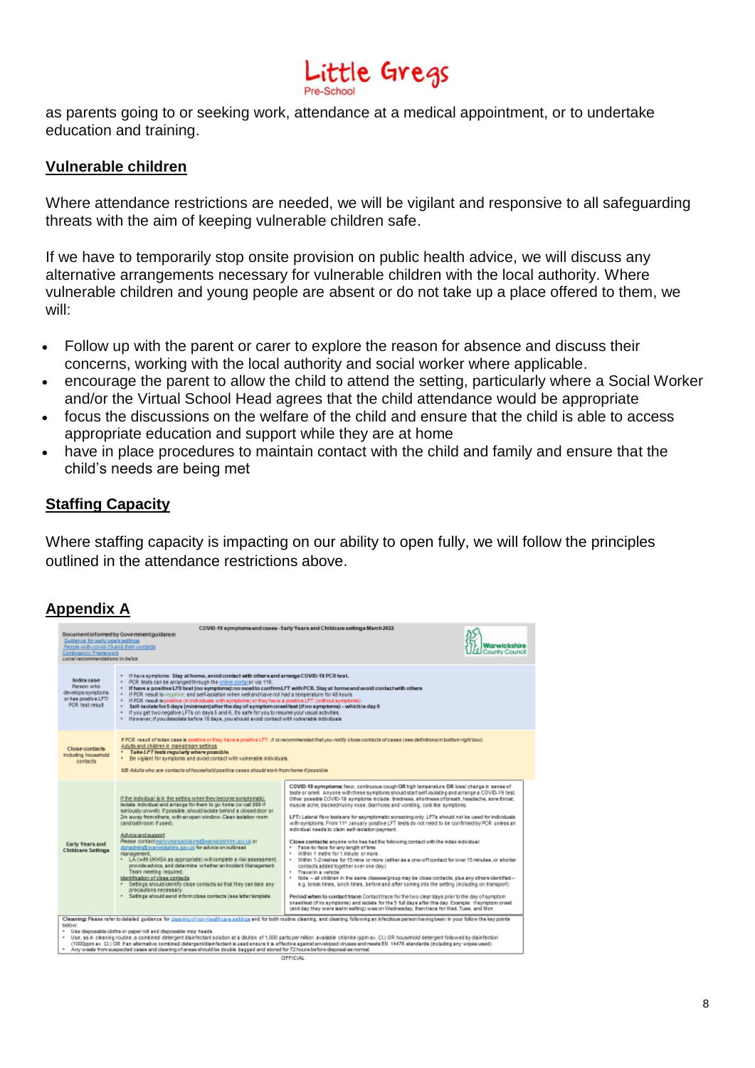as parents going to or seeking work, attendance at a medical appointment, or to undertake education and training.

## Vulnerable children

Where attendance restrictions are needed, we will be vigilant and responsive to all safeguarding threats with the aim of keeping vulnerable children safe.

If we have to temporarily stop onsite provision on public health advice, we will discuss any alternative arrangements necessary for vulnerable children with the local authority. Where vulnerable children and young people are absent or do not take up a place offered to them, we will:

- Follow up with the parent or carer to explore the reason for absence and discuss their concerns, working with the local authority and social worker where applicable.
- encourage the parent to allow the child to attend the setting, particularly where a Social Worker and/or the Virtual School Head agrees that the child attendance would be appropriate
- focus the discussions on the welfare of the child and ensure that the child is able to access appropriate education and support while they are at home
- have in place procedures to maintain contact with the child and family and ensure that the child's needs are being met

## Staffing Capacity

Where staffing capacity is impacting on our ability to open fully, we will follow the principles outlined in the attendance restrictions above.

## Appendix A

**COVID-19 symptoms and cases - Early Years and Childcare settings March 2022**

Document informed by Government guidance:
Guidance for early years settings
People with covid-19 and their contacts
Contingency Framework
*Local recommendations in italics*

Warwickshire County Council

| | | |
|---|---|---|
| **Index case**<br>Person who develops symptoms or has positive LFD or PCR test result | • If have symptoms: **Stay at home, avoid contact with others and arrange COVID-19 PCR test.**<br>• PCR tests can be arranged through the online portal or via 119.<br>• **If have a positive LFD test (no symptoms): no need to confirm LFT with PCR. Stay at home and avoid contact with others**<br>• If PCR result is negative: end self-isolation when well and have not had a temperature for 48 hours<br>• If PCR result is positive (in individuals with symptoms) or they have a positive LFT (without symptoms):<br>• **Self-isolate for 5 days (minimum) after the day of symptom onset/test (if no symptoms) – which is day 0**<br>• If you get two negative LFTs on days 5 and 6, it's safe for you to resume your usual activities.<br>• However, if you do isolate before 10 days, you should avoid contact with vulnerable individuals. | |
| **Close contacts**<br>Including household contacts | If PCR result of index case is positive or they have a positive LFT: *it is recommended that you notify close contacts of cases (see definitions in bottom right box).*<br>Adults and children in mainstream settings<br>• ***Take LFT tests regularly where possible.***<br>• Be vigilant for symptoms and avoid contact with vulnerable individuals.<br>*NB Adults who are contacts of household positive cases should work from home if possible* | |
| **Early Years and Childcare Settings** | If the individual is in the setting when they become symptomatic: Isolate individual and arrange for them to go home (or call 999 if seriously unwell). If possible, should isolate behind a closed door or 2m away from others, with an open window. Clean isolation room (and bathroom if used).<br><br>Advice and support<br>Please contact earlyyearsadvisers@warwickshire.gov.uk or dphadmin@warwickshire.gov.uk for advice on outbreak management.<br>• LA (with UKHSA as appropriate) will complete a risk assessment, provide advice, and determine whether an Incident Management Team meeting required.<br>Identification of close contacts<br>• Settings should identify close contacts so that they can take any precautions necessary.<br>• Settings should send inform close contacts (see letter template | **COVID-19 symptoms:** New, continuous cough OR high temperature OR loss/change in sense of taste or smell. Anyone with these symptoms should start self-isolating and arrange a COVID-19 test. Other possible COVID-19 symptoms include: tiredness, shortness of breath, headache, sore throat, muscle ache, blocked/runny nose, diarrhoea and vomiting, cold like symptoms.<br>**LFT:** Lateral flow tests are for asymptomatic screening only. LFTs should not be used for individuals with symptoms. From 11th January positive LFT tests do not need to be confirmed by PCR unless an individual needs to claim self-isolation payment.<br>**Close contacts:** anyone who has had the following contact with the index individual:<br>• Face-to-face for any length of time<br>• Within 1 metre for 1 minute or more<br>• Within 1-2 metres for 15 mins or more (either as a one-off contact or over 15 minutes, or shorter contacts added together over one day)<br>• Travel in a vehicle<br>• Note – all children in the same classes/group may be close contacts, plus any others identified – e.g. break times, lunch times, before and after coming into the setting (including on transport)<br>**Period when to contact trace:** Contact trace for the two clear days prior to the day of symptom onset/test (if no symptoms) and isolate for the 5 full days after this day. Example: if symptom onset (and day they were last in setting) was on Wednesday, then trace for Wed, Tues, and Mon |

**Cleaning:** Please refer to detailed guidance for cleaning of non-healthcare settings and for both routine cleaning, and cleaning following an infectious person having been in your follow the key points below:
- Use disposable cloths or paper roll and disposable mop heads.
- Use, as in cleaning routine, a combined detergent disinfectant solution at a dilution of 1,000 parts per million available chlorine (ppm av. Cl) OR household detergent followed by disinfection (1000ppm av. Cl) OR if an alternative combined detergent/disinfectant is used ensure it is effective against enveloped viruses and meets EN 14476 standards (including any wipes used)
- Any waste from suspected cases and cleaning of areas should be double bagged and stored for 72 hours before disposal as normal.

OFFICIAL